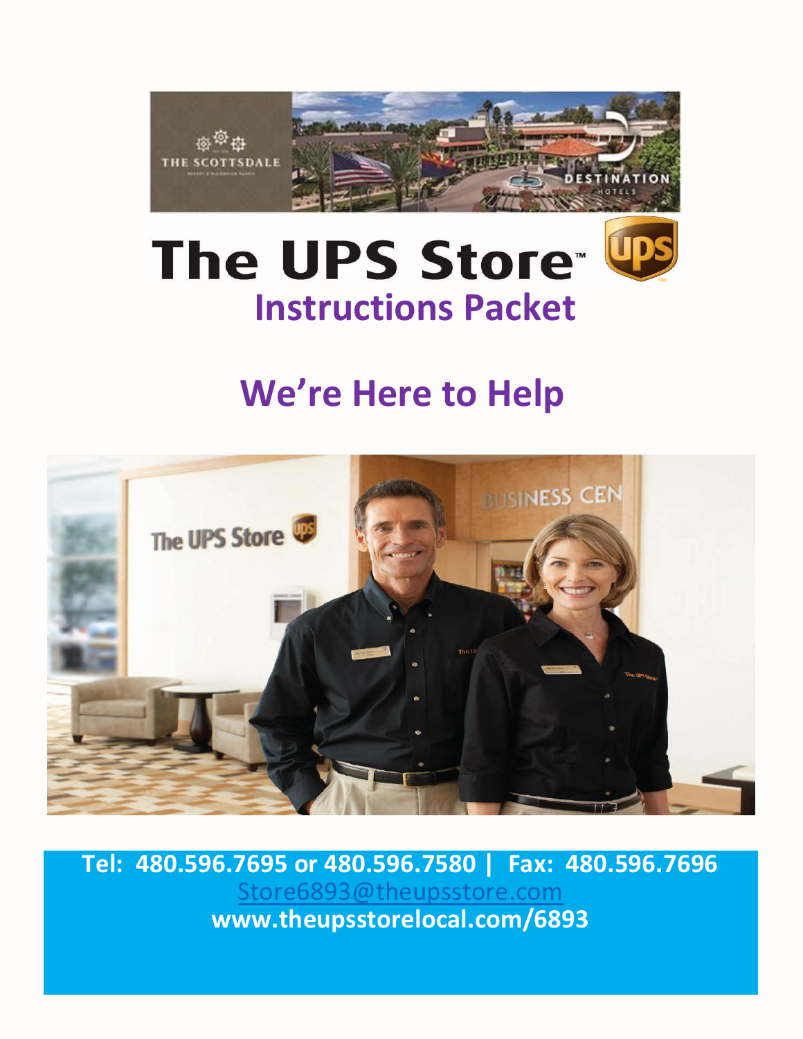# The UPS Store™

## Instructions Packet

## We're Here to Help

**Tel: 480.596.7695 or 480.596.7580 | Fax: 480.596.7696**

Store6893@theupsstore.com

**www.theupsstorelocal.com/6893**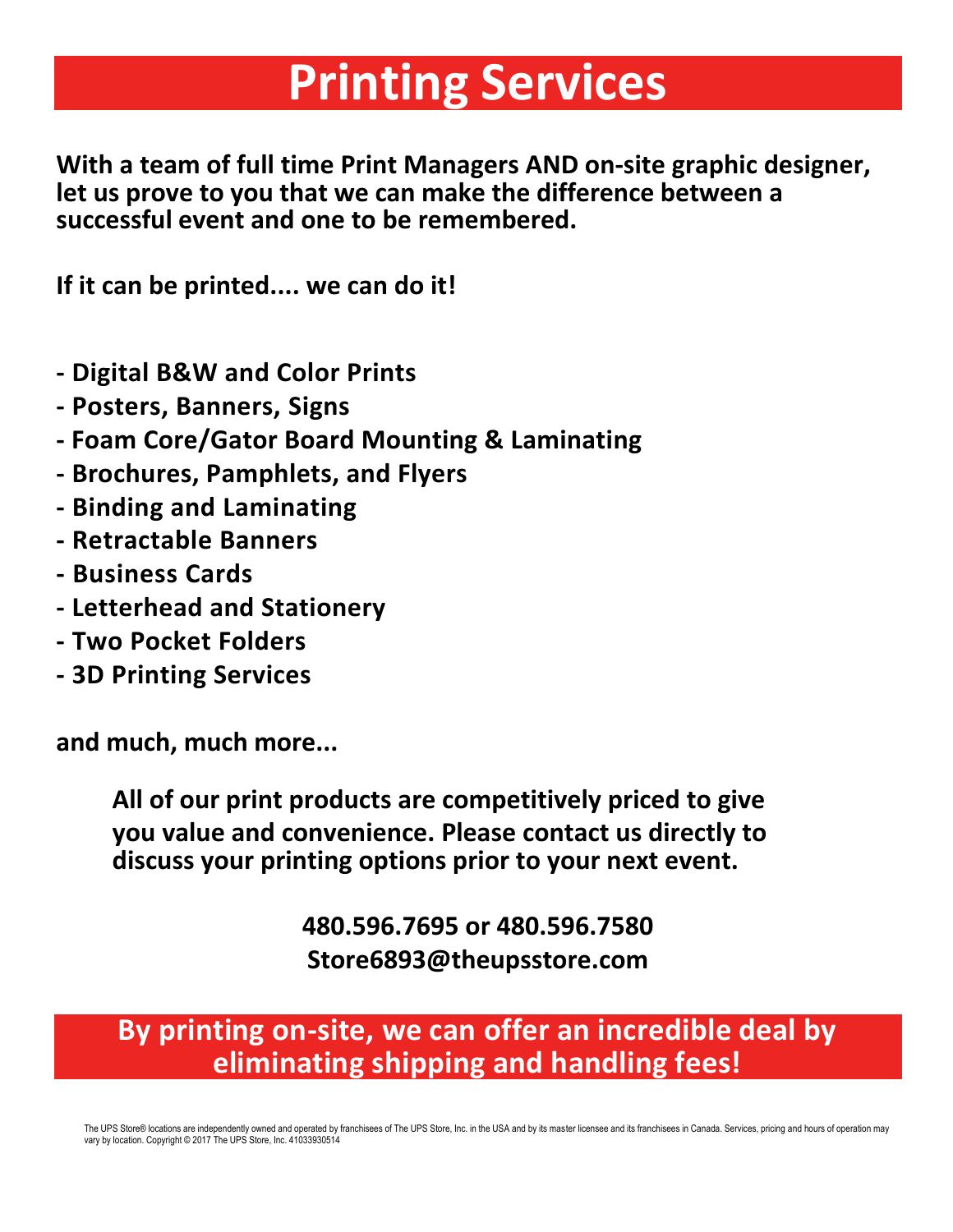# Printing Services

**With a team of full time Print Managers AND on-site graphic designer, let us prove to you that we can make the difference between a successful event and one to be remembered.**

**If it can be printed.... we can do it!**

- **Digital B&W and Color Prints**
- **Posters, Banners, Signs**
- **Foam Core/Gator Board Mounting & Laminating**
- **Brochures, Pamphlets, and Flyers**
- **Binding and Laminating**
- **Retractable Banners**
- **Business Cards**
- **Letterhead and Stationery**
- **Two Pocket Folders**
- **3D Printing Services**

**and much, much more...**

**All of our print products are competitively priced to give you value and convenience. Please contact us directly to discuss your printing options prior to your next event.**

**480.596.7695 or 480.596.7580**
**Store6893@theupsstore.com**

**By printing on-site, we can offer an incredible deal by eliminating shipping and handling fees!**

The UPS Store® locations are independently owned and operated by franchisees of The UPS Store, Inc. in the USA and by its master licensee and its franchisees in Canada. Services, pricing and hours of operation may vary by location. Copyright © 2017 The UPS Store, Inc. 41033930514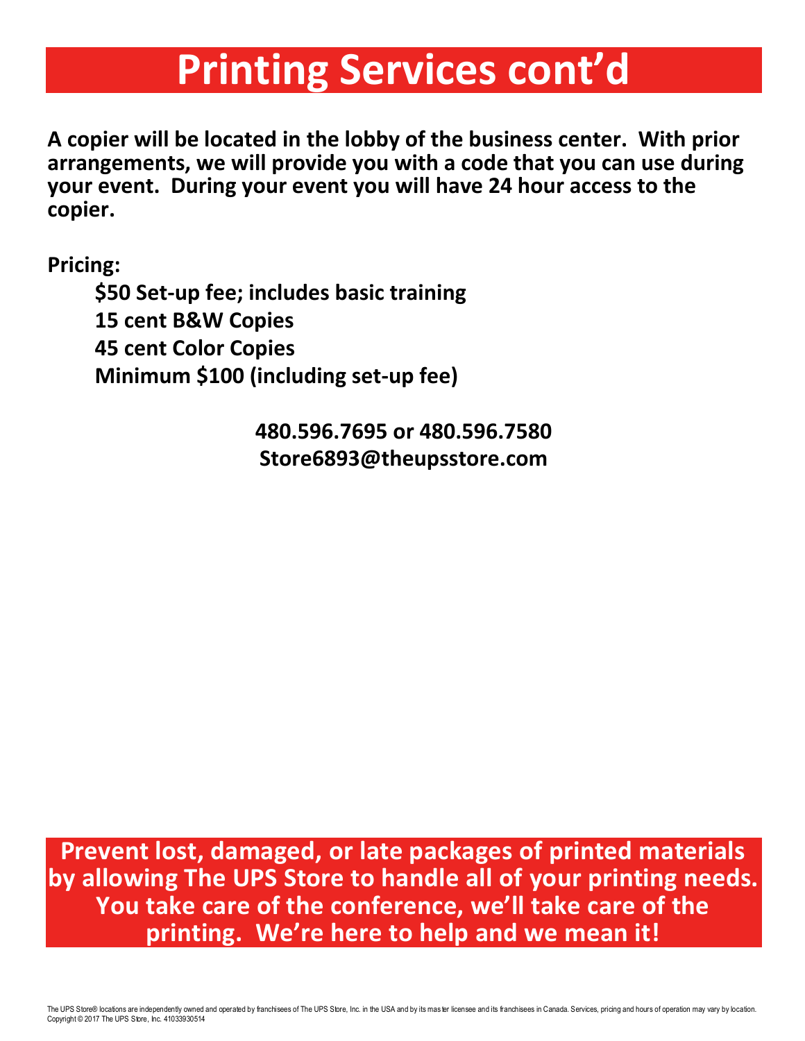# Printing Services cont'd

**A copier will be located in the lobby of the business center. With prior arrangements, we will provide you with a code that you can use during your event. During your event you will have 24 hour access to the copier.**

**Pricing:**

- **$50 Set-up fee; includes basic training**
- **15 cent B&W Copies**
- **45 cent Color Copies**
- **Minimum $100 (including set-up fee)**

**480.596.7695 or 480.596.7580**
**Store6893@theupsstore.com**

**Prevent lost, damaged, or late packages of printed materials by allowing The UPS Store to handle all of your printing needs. You take care of the conference, we'll take care of the printing. We're here to help and we mean it!**

The UPS Store® locations are independently owned and operated by franchisees of The UPS Store, Inc. in the USA and by its master licensee and its franchisees in Canada. Services, pricing and hours of operation may vary by location.
Copyright © 2017 The UPS Store, Inc. 41033930514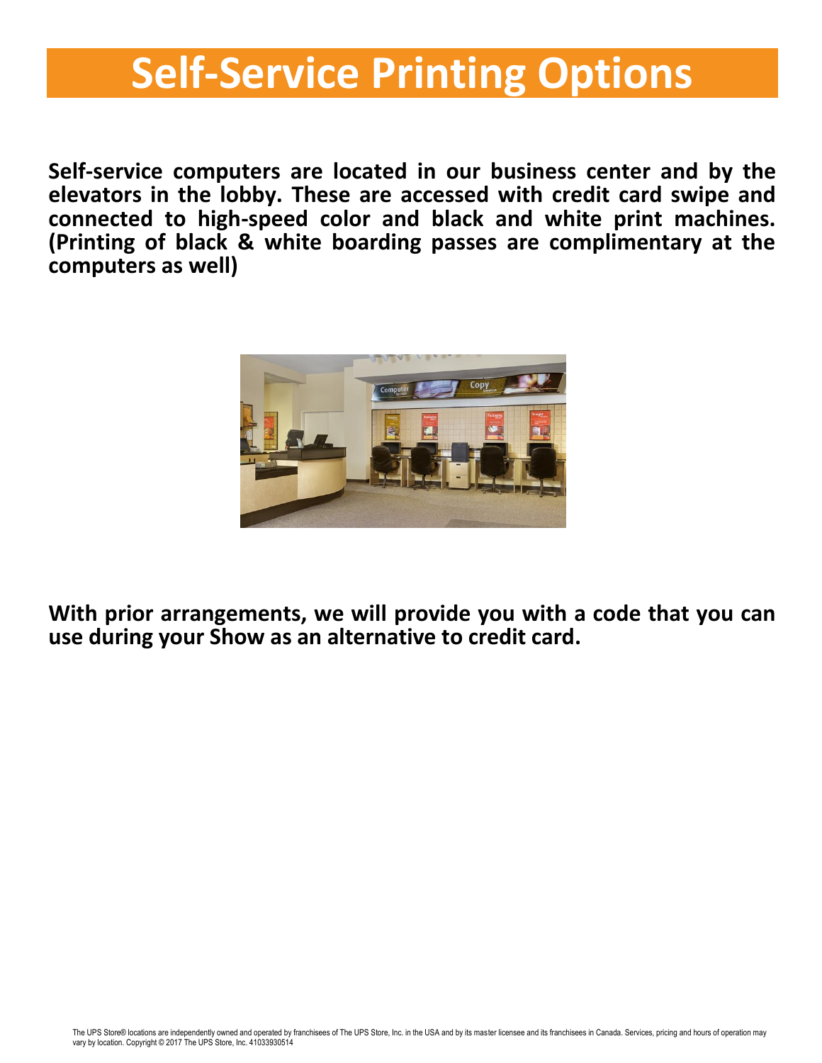# Self-Service Printing Options

**Self-service computers are located in our business center and by the elevators in the lobby. These are accessed with credit card swipe and connected to high-speed color and black and white print machines. (Printing of black & white boarding passes are complimentary at the computers as well)**

**With prior arrangements, we will provide you with a code that you can use during your Show as an alternative to credit card.**

The UPS Store® locations are independently owned and operated by franchisees of The UPS Store, Inc. in the USA and by its master licensee and its franchisees in Canada. Services, pricing and hours of operation may vary by location. Copyright © 2017 The UPS Store, Inc. 41033930514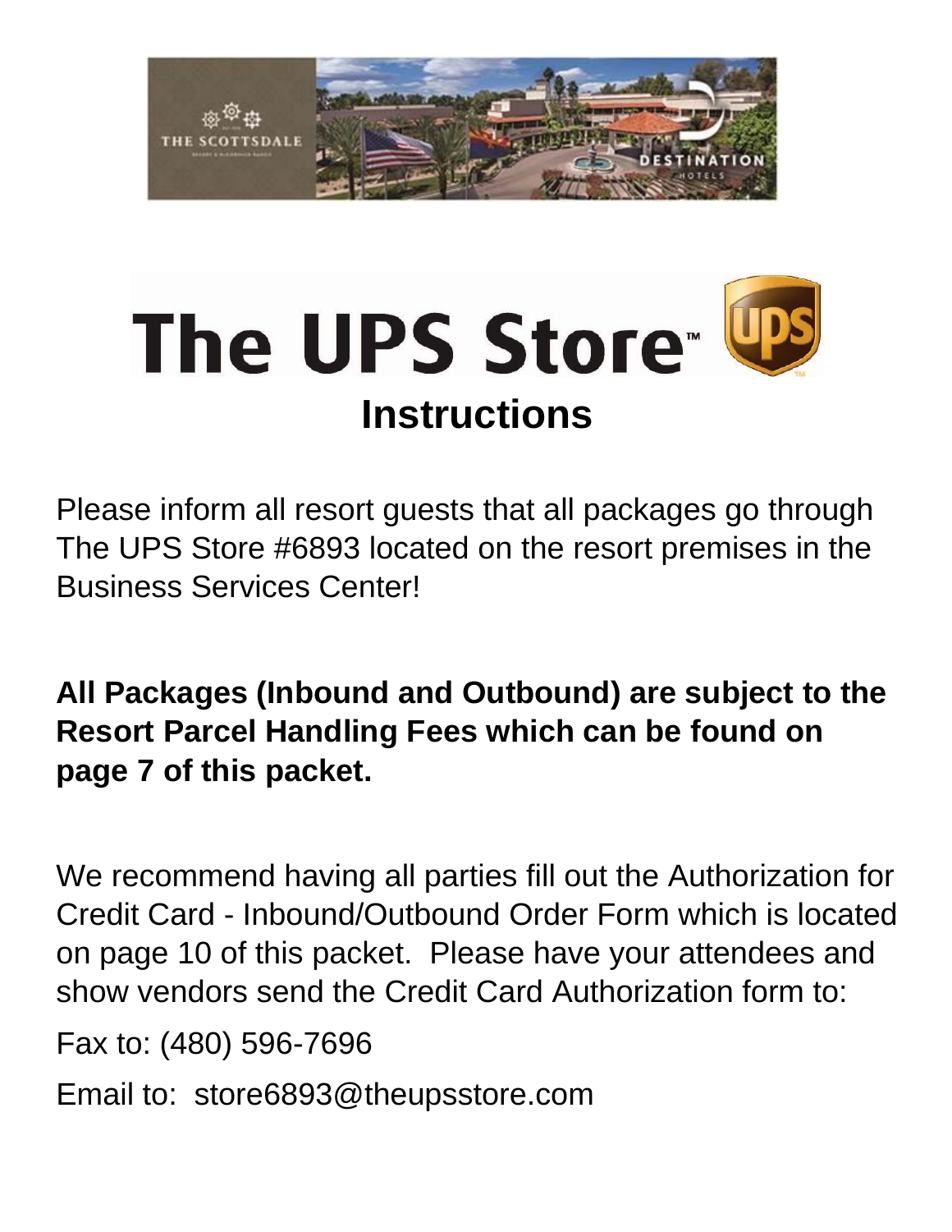# The UPS Store

## Instructions

Please inform all resort guests that all packages go through The UPS Store #6893 located on the resort premises in the Business Services Center!

**All Packages (Inbound and Outbound) are subject to the Resort Parcel Handling Fees which can be found on page 7 of this packet.**

We recommend having all parties fill out the Authorization for Credit Card - Inbound/Outbound Order Form which is located on page 10 of this packet. Please have your attendees and show vendors send the Credit Card Authorization form to:

Fax to: (480) 596-7696

Email to: store6893@theupsstore.com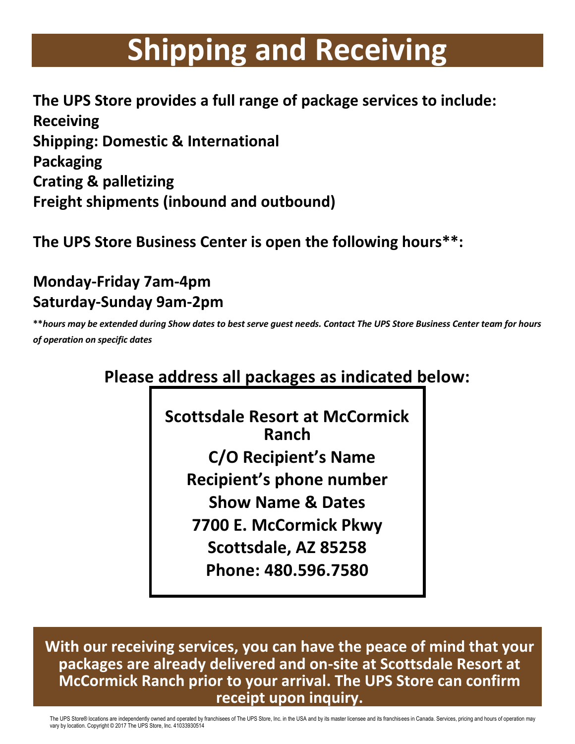# Shipping and Receiving

**The UPS Store provides a full range of package services to include:**
**Receiving**
**Shipping: Domestic & International**
**Packaging**
**Crating & palletizing**
**Freight shipments (inbound and outbound)**

**The UPS Store Business Center is open the following hours\*\*:**

**Monday-Friday 7am-4pm**
**Saturday-Sunday 9am-2pm**

**\*\****hours may be extended during Show dates to best serve guest needs. Contact The UPS Store Business Center team for hours of operation on specific dates*

**Please address all packages as indicated below:**

**Scottsdale Resort at McCormick Ranch**
**C/O Recipient's Name**
**Recipient's phone number**
**Show Name & Dates**
**7700 E. McCormick Pkwy**
**Scottsdale, AZ 85258**
**Phone: 480.596.7580**

**With our receiving services, you can have the peace of mind that your packages are already delivered and on-site at Scottsdale Resort at McCormick Ranch prior to your arrival. The UPS Store can confirm receipt upon inquiry.**

The UPS Store® locations are independently owned and operated by franchisees of The UPS Store, Inc. in the USA and by its master licensee and its franchisees in Canada. Services, pricing and hours of operation may vary by location. Copyright © 2017 The UPS Store, Inc. 41033930514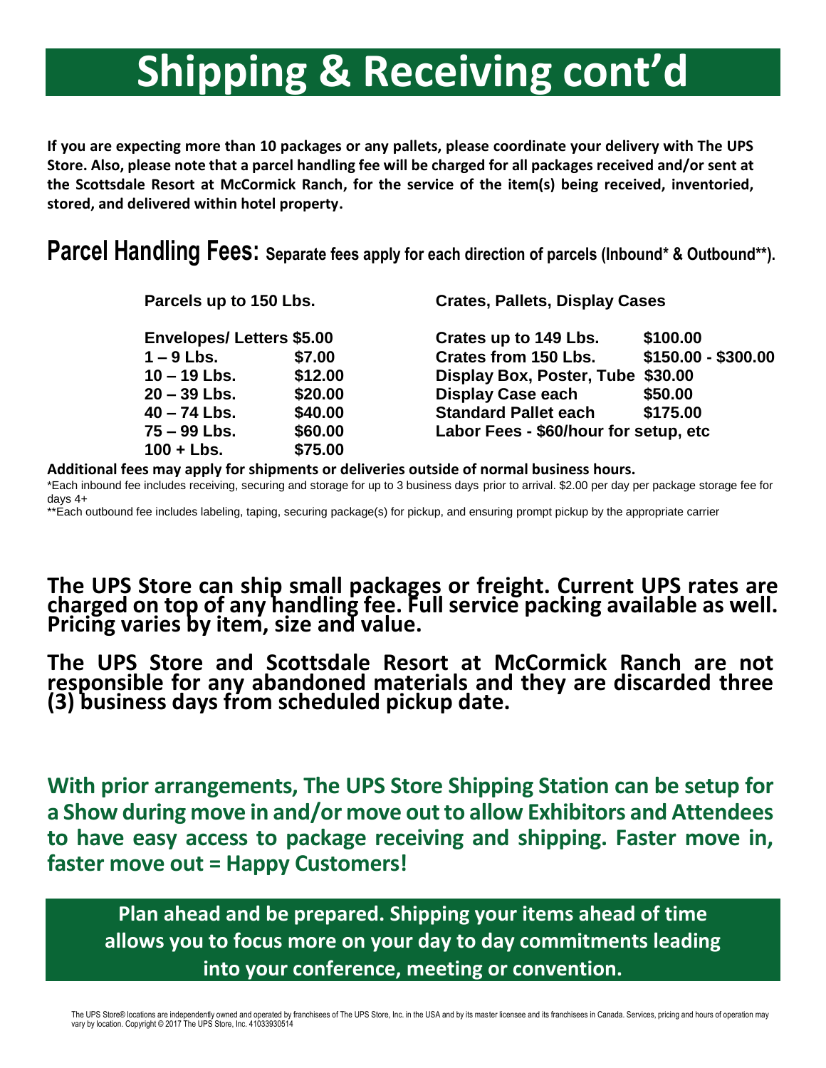# Shipping & Receiving cont'd

**If you are expecting more than 10 packages or any pallets, please coordinate your delivery with The UPS Store. Also, please note that a parcel handling fee will be charged for all packages received and/or sent at the Scottsdale Resort at McCormick Ranch, for the service of the item(s) being received, inventoried, stored, and delivered within hotel property.**

## Parcel Handling Fees: Separate fees apply for each direction of parcels (Inbound* & Outbound**).

| Parcels up to 150 Lbs. | | Crates, Pallets, Display Cases | |
|---|---|---|---|
| Envelopes/ Letters | $5.00 | Crates up to 149 Lbs. | $100.00 |
| 1 – 9 Lbs. | $7.00 | Crates from 150 Lbs. | $150.00 - $300.00 |
| 10 – 19 Lbs. | $12.00 | Display Box, Poster, Tube | $30.00 |
| 20 – 39 Lbs. | $20.00 | Display Case each | $50.00 |
| 40 – 74 Lbs. | $40.00 | Standard Pallet each | $175.00 |
| 75 – 99 Lbs. | $60.00 | Labor Fees - $60/hour for setup, etc | |
| 100 + Lbs. | $75.00 | | |

**Additional fees may apply for shipments or deliveries outside of normal business hours.**

*Each inbound fee includes receiving, securing and storage for up to 3 business days prior to arrival. $2.00 per day per package storage fee for days 4+

**Each outbound fee includes labeling, taping, securing package(s) for pickup, and ensuring prompt pickup by the appropriate carrier

**The UPS Store can ship small packages or freight. Current UPS rates are charged on top of any handling fee. Full service packing available as well. Pricing varies by item, size and value.**

**The UPS Store and Scottsdale Resort at McCormick Ranch are not responsible for any abandoned materials and they are discarded three (3) business days from scheduled pickup date.**

**With prior arrangements, The UPS Store Shipping Station can be setup for a Show during move in and/or move out to allow Exhibitors and Attendees to have easy access to package receiving and shipping. Faster move in, faster move out = Happy Customers!**

**Plan ahead and be prepared. Shipping your items ahead of time allows you to focus more on your day to day commitments leading into your conference, meeting or convention.**

The UPS Store® locations are independently owned and operated by franchisees of The UPS Store, Inc. in the USA and by its master licensee and its franchisees in Canada. Services, pricing and hours of operation may vary by location. Copyright © 2017 The UPS Store, Inc. 41033930514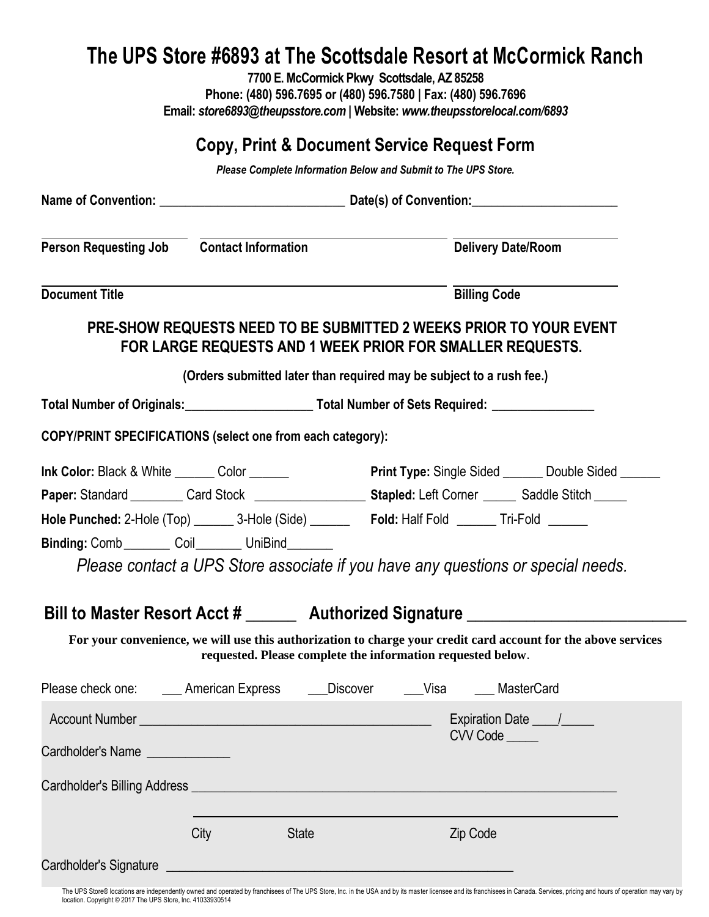# The UPS Store #6893 at The Scottsdale Resort at McCormick Ranch

**7700 E. McCormick Pkwy Scottsdale, AZ 85258**
**Phone: (480) 596.7695 or (480) 596.7580 | Fax: (480) 596.7696**
**Email: *store6893@theupsstore.com* | Website: *www.theupsstorelocal.com/6893***

## Copy, Print & Document Service Request Form

***Please Complete Information Below and Submit to The UPS Store.***

**Name of Convention:** ______________________________ **Date(s) of Convention:**_______________________

**Person Requesting Job** **Contact Information** **Delivery Date/Room**

**Document Title** **Billing Code**

### PRE-SHOW REQUESTS NEED TO BE SUBMITTED 2 WEEKS PRIOR TO YOUR EVENT FOR LARGE REQUESTS AND 1 WEEK PRIOR FOR SMALLER REQUESTS.

**(Orders submitted later than required may be subject to a rush fee.)**

**Total Number of Originals:**____________________ **Total Number of Sets Required:** ________________

**COPY/PRINT SPECIFICATIONS (select one from each category):**

**Ink Color:** Black & White ______ Color ______

**Print Type:** Single Sided ______ Double Sided ______

**Paper:** Standard ________ Card Stock _________________

**Stapled:** Left Corner _____ Saddle Stitch _____

**Hole Punched:** 2-Hole (Top) ______ 3-Hole (Side) ______

**Fold:** Half Fold ______ Tri-Fold ______

**Binding:** Comb_______ Coil_______ UniBind_______

*Please contact a UPS Store associate if you have any questions or special needs.*

**Bill to Master Resort Acct #** ______ **Authorized Signature** ___________________________

**For your convenience, we will use this authorization to charge your credit card account for the above services requested. Please complete the information requested below.**

Please check one: ___ American Express ___Discover ___Visa ___ MasterCard

Account Number ____________________________________________ Expiration Date ____/_____ CVV Code _____

Cardholder's Name _____________

Cardholder's Billing Address _________________________________________________________________

City State Zip Code

Cardholder's Signature ______________________________________________________

The UPS Store® locations are independently owned and operated by franchisees of The UPS Store, Inc. in the USA and by its master licensee and its franchisees in Canada. Services, pricing and hours of operation may vary by location. Copyright © 2017 The UPS Store, Inc. 41033930514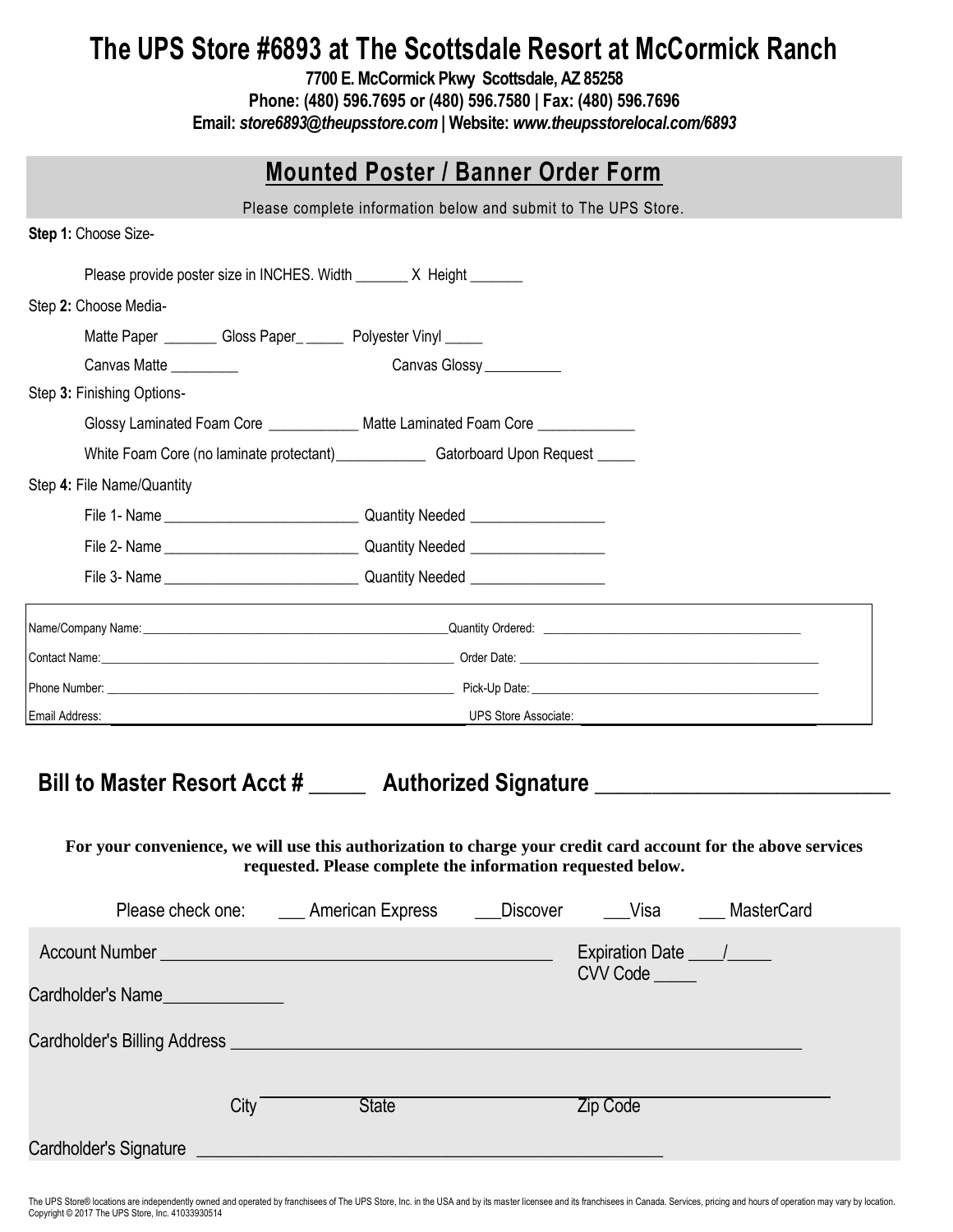# The UPS Store #6893 at The Scottsdale Resort at McCormick Ranch

**7700 E. McCormick Pkwy Scottsdale, AZ 85258**
**Phone: (480) 596.7695 or (480) 596.7580 | Fax: (480) 596.7696**
**Email: *store6893@theupsstore.com* | Website: *www.theupsstorelocal.com/6893***

## Mounted Poster / Banner Order Form

Please complete information below and submit to The UPS Store.

**Step 1:** Choose Size-

Please provide poster size in INCHES. Width _______ X Height _______

Step **2:** Choose Media-

Matte Paper _______ Gloss Paper_ _____ Polyester Vinyl _____

Canvas Matte _________ Canvas Glossy __________

Step **3:** Finishing Options-

Glossy Laminated Foam Core ____________ Matte Laminated Foam Core ____________

White Foam Core (no laminate protectant)____________ Gatorboard Upon Request _____

Step **4:** File Name/Quantity

File 1- Name _________________________ Quantity Needed _________________

File 2- Name _________________________ Quantity Needed _________________

File 3- Name _________________________ Quantity Needed _________________

| | |
|---|---|
| Name/Company Name: | Quantity Ordered: |
| Contact Name: | Order Date: |
| Phone Number: | Pick-Up Date: |
| Email Address: | UPS Store Associate: |

## Bill to Master Resort Acct # _____ Authorized Signature __________________________

**For your convenience, we will use this authorization to charge your credit card account for the above services requested. Please complete the information requested below.**

Please check one: ___ American Express ___Discover ___Visa ___ MasterCard

Account Number ____________________________________________ Expiration Date ____/_____
CVV Code _____

Cardholder's Name_____________

Cardholder's Billing Address _________________________________________________________________

City ____________ State ____________ Zip Code ____________

Cardholder's Signature ___________________________________________________

The UPS Store® locations are independently owned and operated by franchisees of The UPS Store, Inc. in the USA and by its master licensee and its franchisees in Canada. Services, pricing and hours of operation may vary by location. Copyright © 2017 The UPS Store, Inc. 41033930514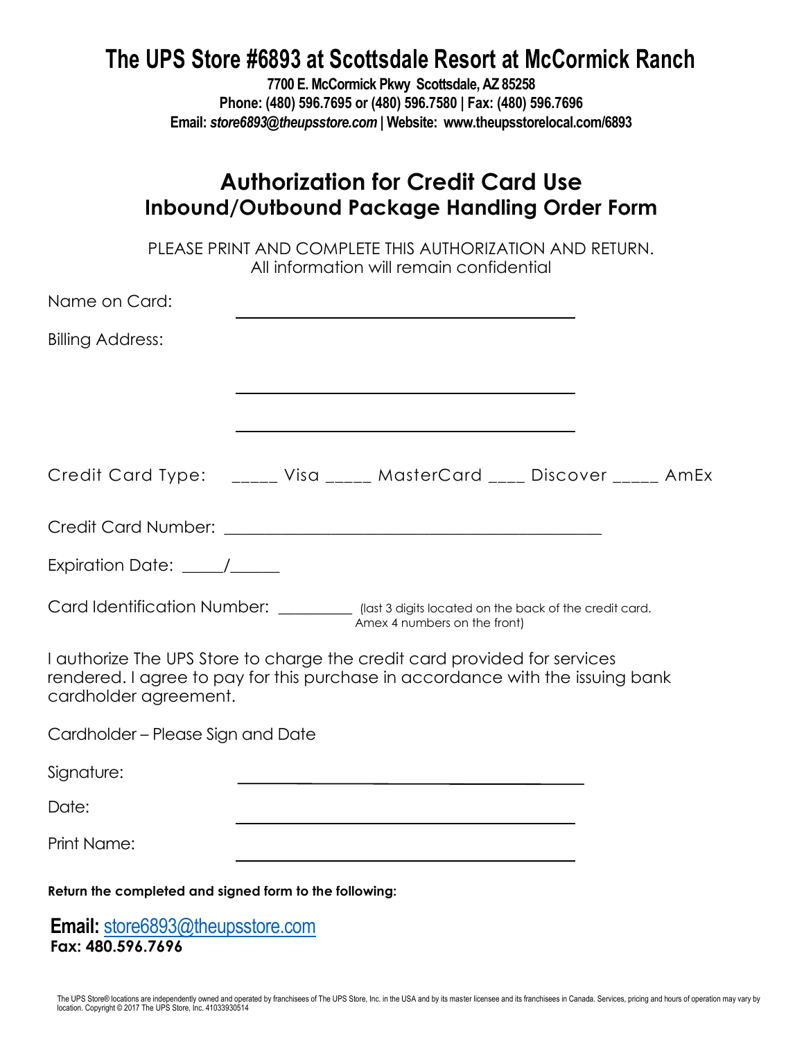# The UPS Store #6893 at Scottsdale Resort at McCormick Ranch

**7700 E. McCormick Pkwy Scottsdale, AZ 85258**
**Phone: (480) 596.7695 or (480) 596.7580 | Fax: (480) 596.7696**
**Email: *store6893@theupsstore.com* | Website: www.theupsstorelocal.com/6893**

## Authorization for Credit Card Use
## Inbound/Outbound Package Handling Order Form

PLEASE PRINT AND COMPLETE THIS AUTHORIZATION AND RETURN.
All information will remain confidential

Name on Card: ______________________________________

Billing Address: ______________________________________

______________________________________

Credit Card Type: _____ Visa _____ MasterCard ____ Discover _____ AmEx

Credit Card Number: ______________________________________________

Expiration Date: _____/______

Card Identification Number: _________ (last 3 digits located on the back of the credit card. Amex 4 numbers on the front)

I authorize The UPS Store to charge the credit card provided for services rendered. I agree to pay for this purchase in accordance with the issuing bank cardholder agreement.

Cardholder – Please Sign and Date

Signature: ______________________________________

Date: ______________________________________

Print Name: ______________________________________

**Return the completed and signed form to the following:**

**Email:** store6893@theupsstore.com
**Fax: 480.596.7696**

The UPS Store® locations are independently owned and operated by franchisees of The UPS Store, Inc. in the USA and by its master licensee and its franchisees in Canada. Services, pricing and hours of operation may vary by location. Copyright © 2017 The UPS Store, Inc. 41033930514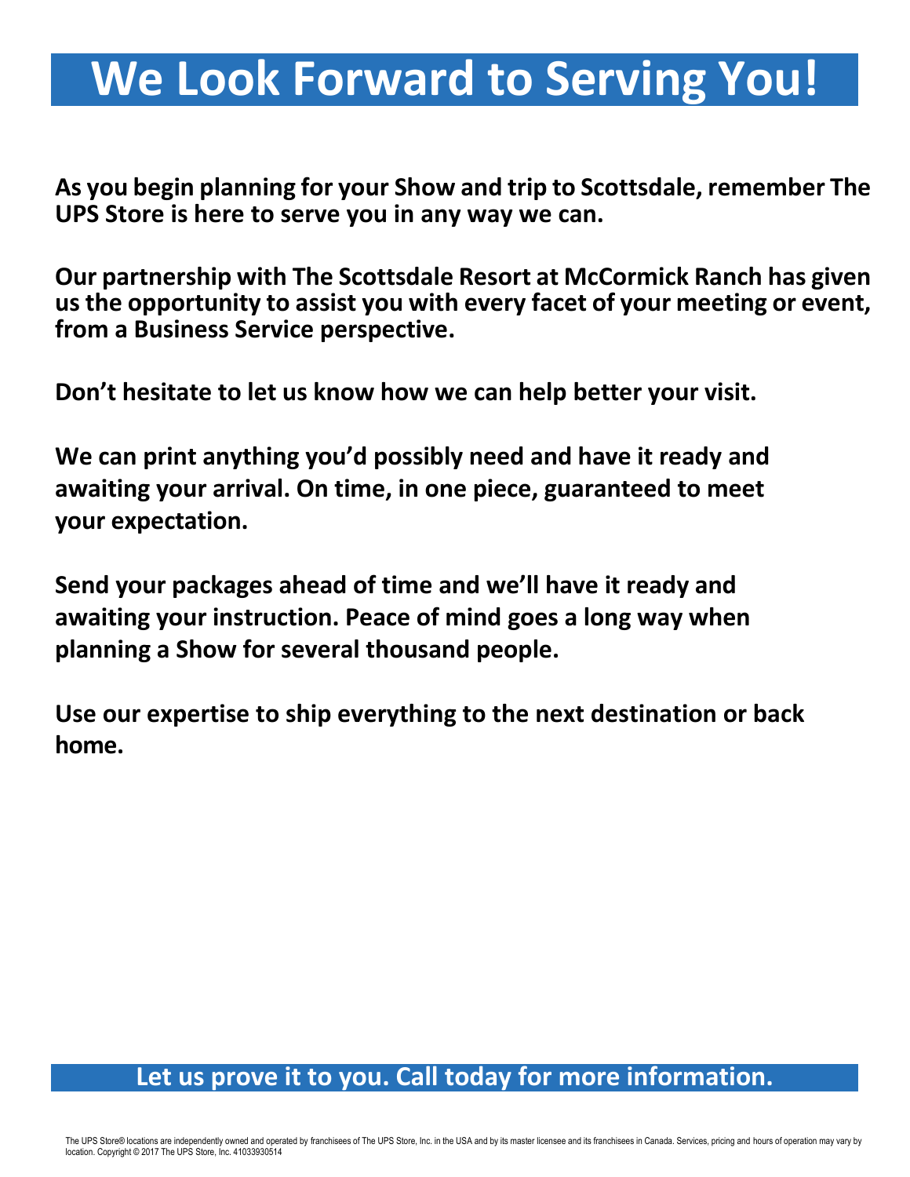# We Look Forward to Serving You!

**As you begin planning for your Show and trip to Scottsdale, remember The UPS Store is here to serve you in any way we can.**

**Our partnership with The Scottsdale Resort at McCormick Ranch has given us the opportunity to assist you with every facet of your meeting or event, from a Business Service perspective.**

**Don't hesitate to let us know how we can help better your visit.**

**We can print anything you'd possibly need and have it ready and awaiting your arrival. On time, in one piece, guaranteed to meet your expectation.**

**Send your packages ahead of time and we'll have it ready and awaiting your instruction. Peace of mind goes a long way when planning a Show for several thousand people.**

**Use our expertise to ship everything to the next destination or back home.**

**Let us prove it to you. Call today for more information.**

The UPS Store® locations are independently owned and operated by franchisees of The UPS Store, Inc. in the USA and by its master licensee and its franchisees in Canada. Services, pricing and hours of operation may vary by location. Copyright © 2017 The UPS Store, Inc. 41033930514